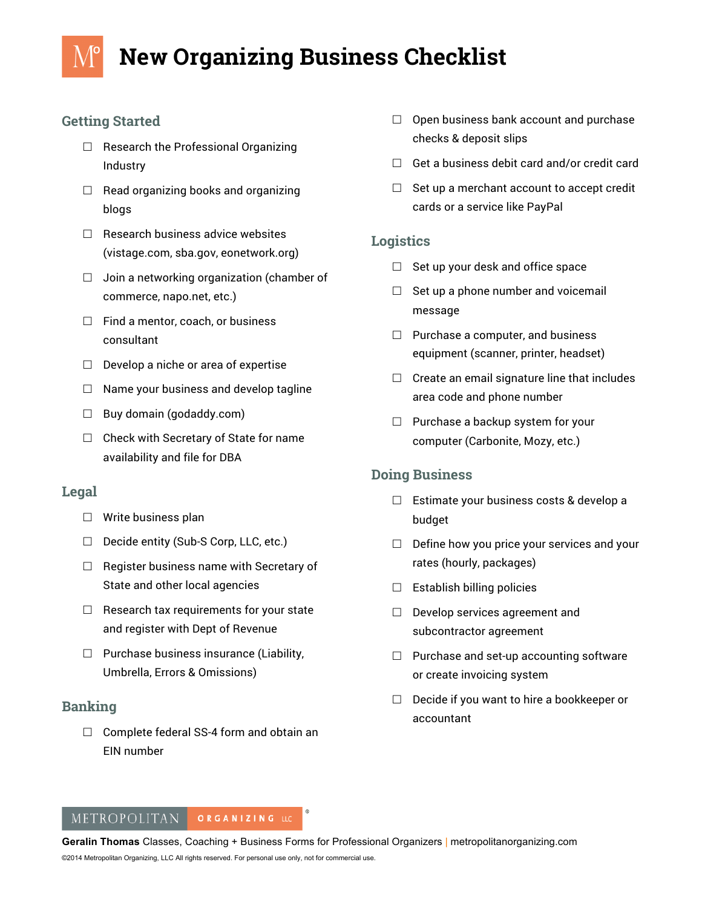# New Organizing Business Checklist

## Getting Started

- ☐ Research the Professional Organizing Industry
- ☐ Read organizing books and organizing blogs
- ☐ Research business advice websites (vistage.com, sba.gov, eonetwork.org)
- ☐ Join a networking organization (chamber of commerce, napo.net, etc.)
- ☐ Find a mentor, coach, or business consultant
- ☐ Develop a niche or area of expertise
- ☐ Name your business and develop tagline
- ☐ Buy domain (godaddy.com)
- ☐ Check with Secretary of State for name availability and file for DBA

## Legal

- ☐ Write business plan
- ☐ Decide entity (Sub-S Corp, LLC, etc.)
- ☐ Register business name with Secretary of State and other local agencies
- ☐ Research tax requirements for your state and register with Dept of Revenue
- ☐ Purchase business insurance (Liability, Umbrella, Errors & Omissions)

## Banking

- ☐ Complete federal SS-4 form and obtain an EIN number
- ☐ Open business bank account and purchase checks & deposit slips
- ☐ Get a business debit card and/or credit card
- ☐ Set up a merchant account to accept credit cards or a service like PayPal

## Logistics

- ☐ Set up your desk and office space
- ☐ Set up a phone number and voicemail message
- ☐ Purchase a computer, and business equipment (scanner, printer, headset)
- ☐ Create an email signature line that includes area code and phone number
- ☐ Purchase a backup system for your computer (Carbonite, Mozy, etc.)

## Doing Business

- ☐ Estimate your business costs & develop a budget
- ☐ Define how you price your services and your rates (hourly, packages)
- ☐ Establish billing policies
- ☐ Develop services agreement and subcontractor agreement
- ☐ Purchase and set-up accounting software or create invoicing system
- ☐ Decide if you want to hire a bookkeeper or accountant

METROPOLITAN ORGANIZING LLC®

**Geralin Thomas** Classes, Coaching + Business Forms for Professional Organizers | metropolitanorganizing.com

©2014 Metropolitan Organizing, LLC All rights reserved. For personal use only, not for commercial use.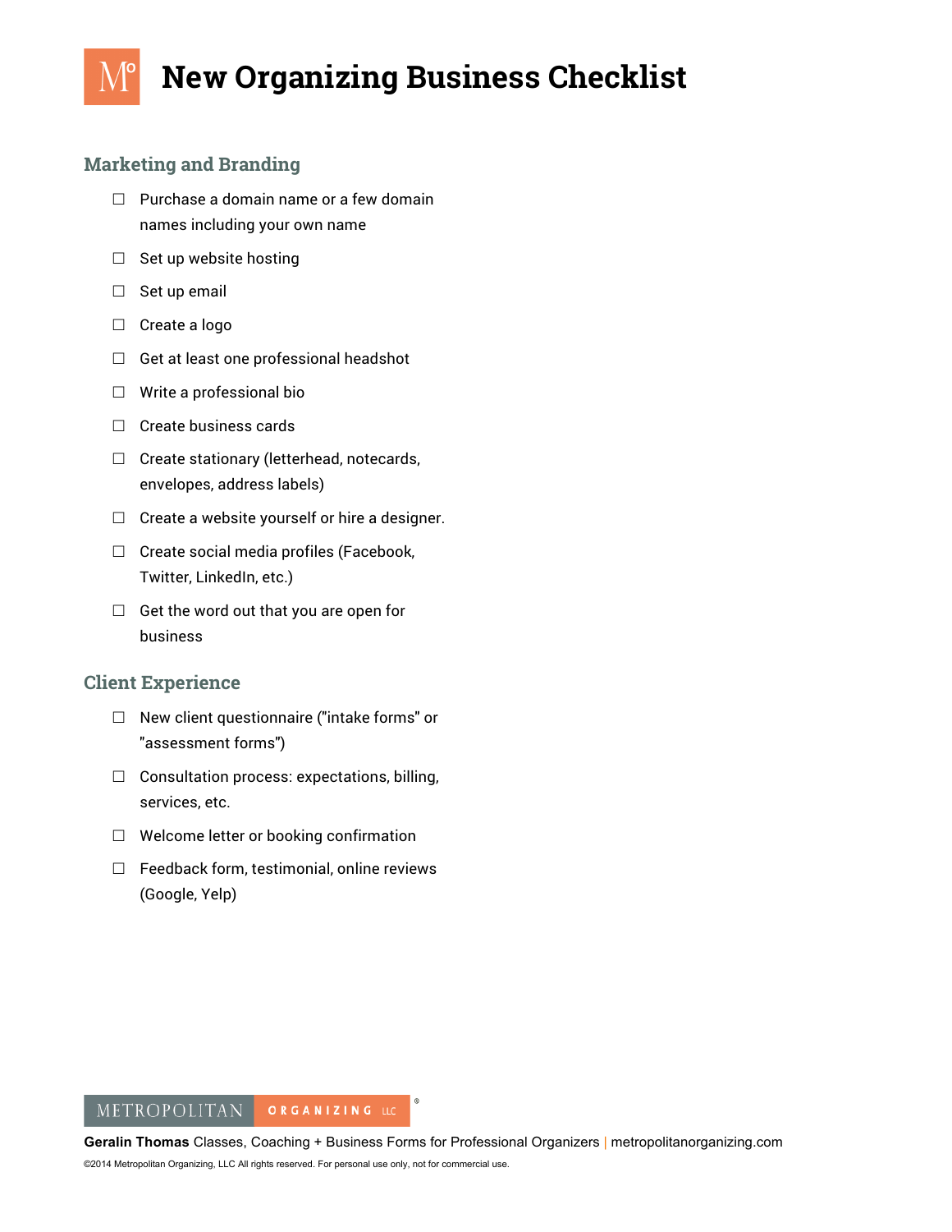# New Organizing Business Checklist

## Marketing and Branding

- ☐ Purchase a domain name or a few domain names including your own name
- ☐ Set up website hosting
- ☐ Set up email
- ☐ Create a logo
- ☐ Get at least one professional headshot
- ☐ Write a professional bio
- ☐ Create business cards
- ☐ Create stationary (letterhead, notecards, envelopes, address labels)
- ☐ Create a website yourself or hire a designer.
- ☐ Create social media profiles (Facebook, Twitter, LinkedIn, etc.)
- ☐ Get the word out that you are open for business

## Client Experience

- ☐ New client questionnaire ("intake forms" or "assessment forms")
- ☐ Consultation process: expectations, billing, services, etc.
- ☐ Welcome letter or booking confirmation
- ☐ Feedback form, testimonial, online reviews (Google, Yelp)

METROPOLITAN ORGANIZING LLC®

**Geralin Thomas** Classes, Coaching + Business Forms for Professional Organizers | metropolitanorganizing.com

©2014 Metropolitan Organizing, LLC All rights reserved. For personal use only, not for commercial use.